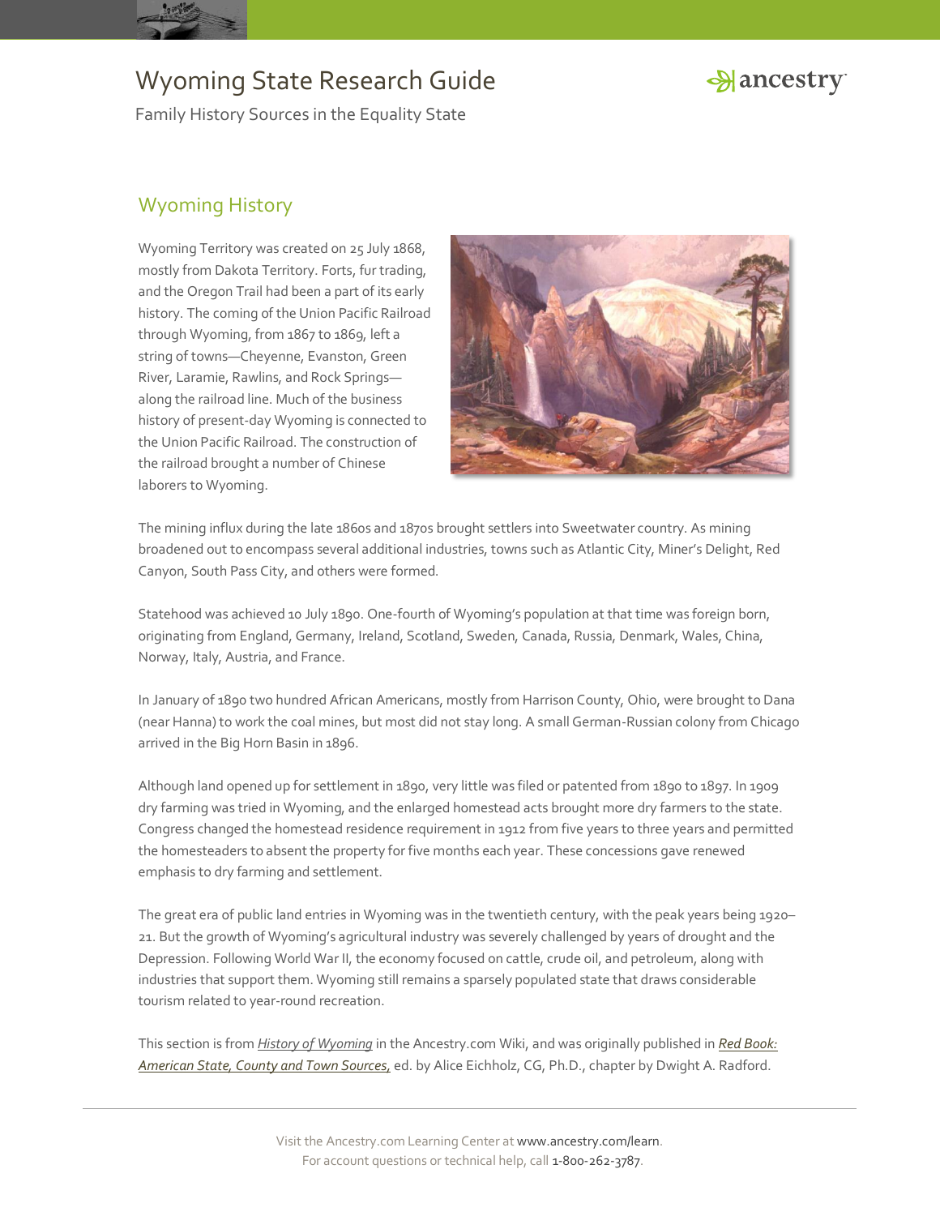# Wyoming State Research Guide

Family History Sources in the Equality State

## Wyoming History

Wyoming Territory was created on 25 July 1868, mostly from Dakota Territory. Forts, fur trading, and the Oregon Trail had been a part of its early history. The coming of the Union Pacific Railroad through Wyoming, from 1867 to 1869, left a string of towns—Cheyenne, Evanston, Green River, Laramie, Rawlins, and Rock Springs—along the railroad line. Much of the business history of present-day Wyoming is connected to the Union Pacific Railroad. The construction of the railroad brought a number of Chinese laborers to Wyoming.

The mining influx during the late 1860s and 1870s brought settlers into Sweetwater country. As mining broadened out to encompass several additional industries, towns such as Atlantic City, Miner's Delight, Red Canyon, South Pass City, and others were formed.

Statehood was achieved 10 July 1890. One-fourth of Wyoming's population at that time was foreign born, originating from England, Germany, Ireland, Scotland, Sweden, Canada, Russia, Denmark, Wales, China, Norway, Italy, Austria, and France.

In January of 1890 two hundred African Americans, mostly from Harrison County, Ohio, were brought to Dana (near Hanna) to work the coal mines, but most did not stay long. A small German-Russian colony from Chicago arrived in the Big Horn Basin in 1896.

Although land opened up for settlement in 1890, very little was filed or patented from 1890 to 1897. In 1909 dry farming was tried in Wyoming, and the enlarged homestead acts brought more dry farmers to the state. Congress changed the homestead residence requirement in 1912 from five years to three years and permitted the homesteaders to absent the property for five months each year. These concessions gave renewed emphasis to dry farming and settlement.

The great era of public land entries in Wyoming was in the twentieth century, with the peak years being 1920–21. But the growth of Wyoming's agricultural industry was severely challenged by years of drought and the Depression. Following World War II, the economy focused on cattle, crude oil, and petroleum, along with industries that support them. Wyoming still remains a sparsely populated state that draws considerable tourism related to year-round recreation.

This section is from *History of Wyoming* in the Ancestry.com Wiki, and was originally published in *Red Book: American State, County and Town Sources,* ed. by Alice Eichholz, CG, Ph.D., chapter by Dwight A. Radford.

Visit the Ancestry.com Learning Center at www.ancestry.com/learn.
For account questions or technical help, call 1-800-262-3787.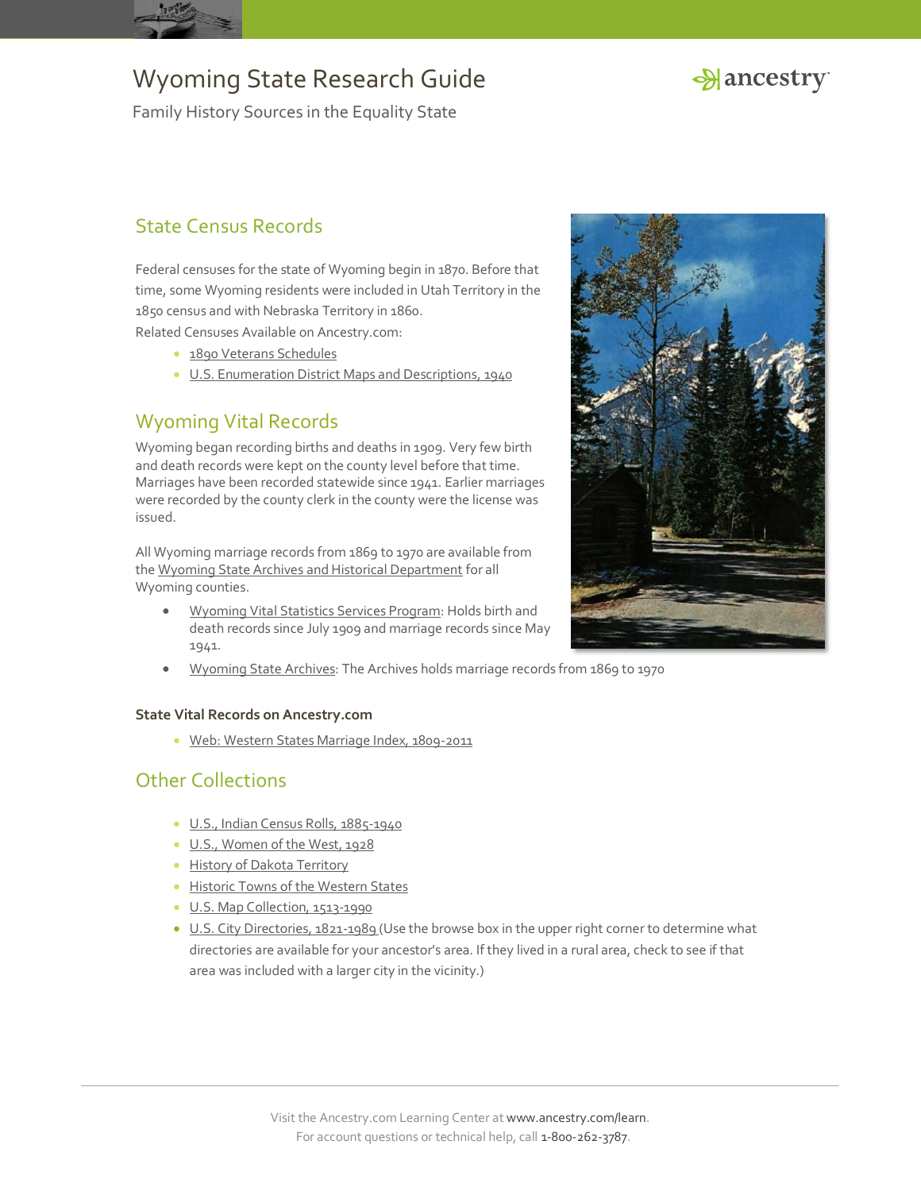# Wyoming State Research Guide

Family History Sources in the Equality State

## State Census Records

Federal censuses for the state of Wyoming begin in 1870. Before that time, some Wyoming residents were included in Utah Territory in the 1850 census and with Nebraska Territory in 1860.

Related Censuses Available on Ancestry.com:

- 1890 Veterans Schedules
- U.S. Enumeration District Maps and Descriptions, 1940

## Wyoming Vital Records

Wyoming began recording births and deaths in 1909. Very few birth and death records were kept on the county level before that time. Marriages have been recorded statewide since 1941. Earlier marriages were recorded by the county clerk in the county were the license was issued.

All Wyoming marriage records from 1869 to 1970 are available from the Wyoming State Archives and Historical Department for all Wyoming counties.

- Wyoming Vital Statistics Services Program: Holds birth and death records since July 1909 and marriage records since May 1941.
- Wyoming State Archives: The Archives holds marriage records from 1869 to 1970

### State Vital Records on Ancestry.com

- Web: Western States Marriage Index, 1809-2011

## Other Collections

- U.S., Indian Census Rolls, 1885-1940
- U.S., Women of the West, 1928
- History of Dakota Territory
- Historic Towns of the Western States
- U.S. Map Collection, 1513-1990
- U.S. City Directories, 1821-1989 (Use the browse box in the upper right corner to determine what directories are available for your ancestor's area. If they lived in a rural area, check to see if that area was included with a larger city in the vicinity.)

Visit the Ancestry.com Learning Center at www.ancestry.com/learn.
For account questions or technical help, call 1-800-262-3787.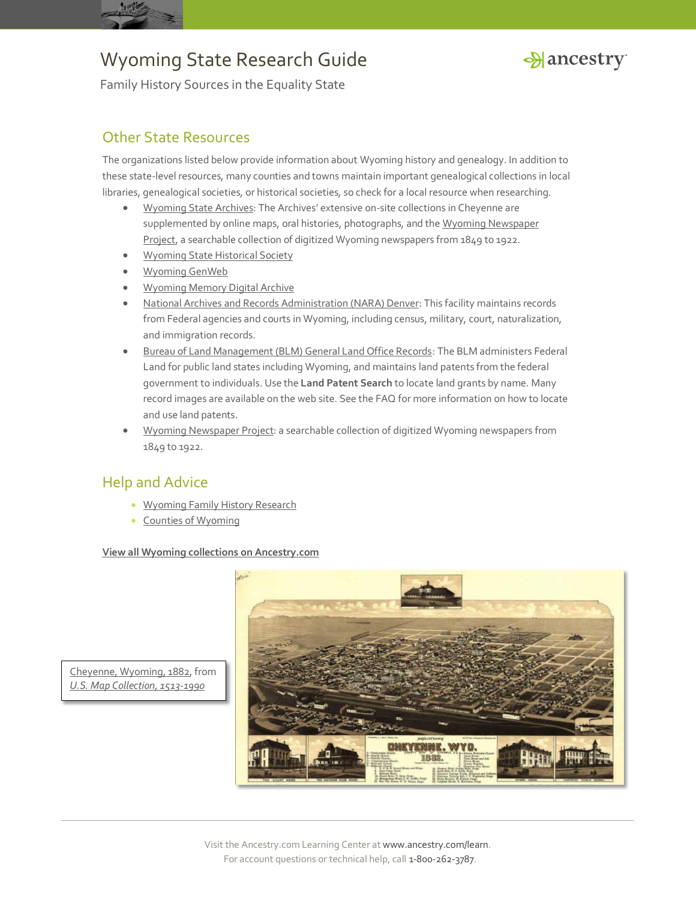## Other State Resources

The organizations listed below provide information about Wyoming history and genealogy. In addition to these state-level resources, many counties and towns maintain important genealogical collections in local libraries, genealogical societies, or historical societies, so check for a local resource when researching.

- Wyoming State Archives: The Archives' extensive on-site collections in Cheyenne are supplemented by online maps, oral histories, photographs, and the Wyoming Newspaper Project, a searchable collection of digitized Wyoming newspapers from 1849 to 1922.
- Wyoming State Historical Society
- Wyoming GenWeb
- Wyoming Memory Digital Archive
- National Archives and Records Administration (NARA) Denver: This facility maintains records from Federal agencies and courts in Wyoming, including census, military, court, naturalization, and immigration records.
- Bureau of Land Management (BLM) General Land Office Records: The BLM administers Federal Land for public land states including Wyoming, and maintains land patents from the federal government to individuals. Use the **Land Patent Search** to locate land grants by name. Many record images are available on the web site. See the FAQ for more information on how to locate and use land patents.
- Wyoming Newspaper Project: a searchable collection of digitized Wyoming newspapers from 1849 to 1922.

## Help and Advice

- Wyoming Family History Research
- Counties of Wyoming

**View all Wyoming collections on Ancestry.com**

Cheyenne, Wyoming, 1882, from *U.S. Map Collection, 1513-1990*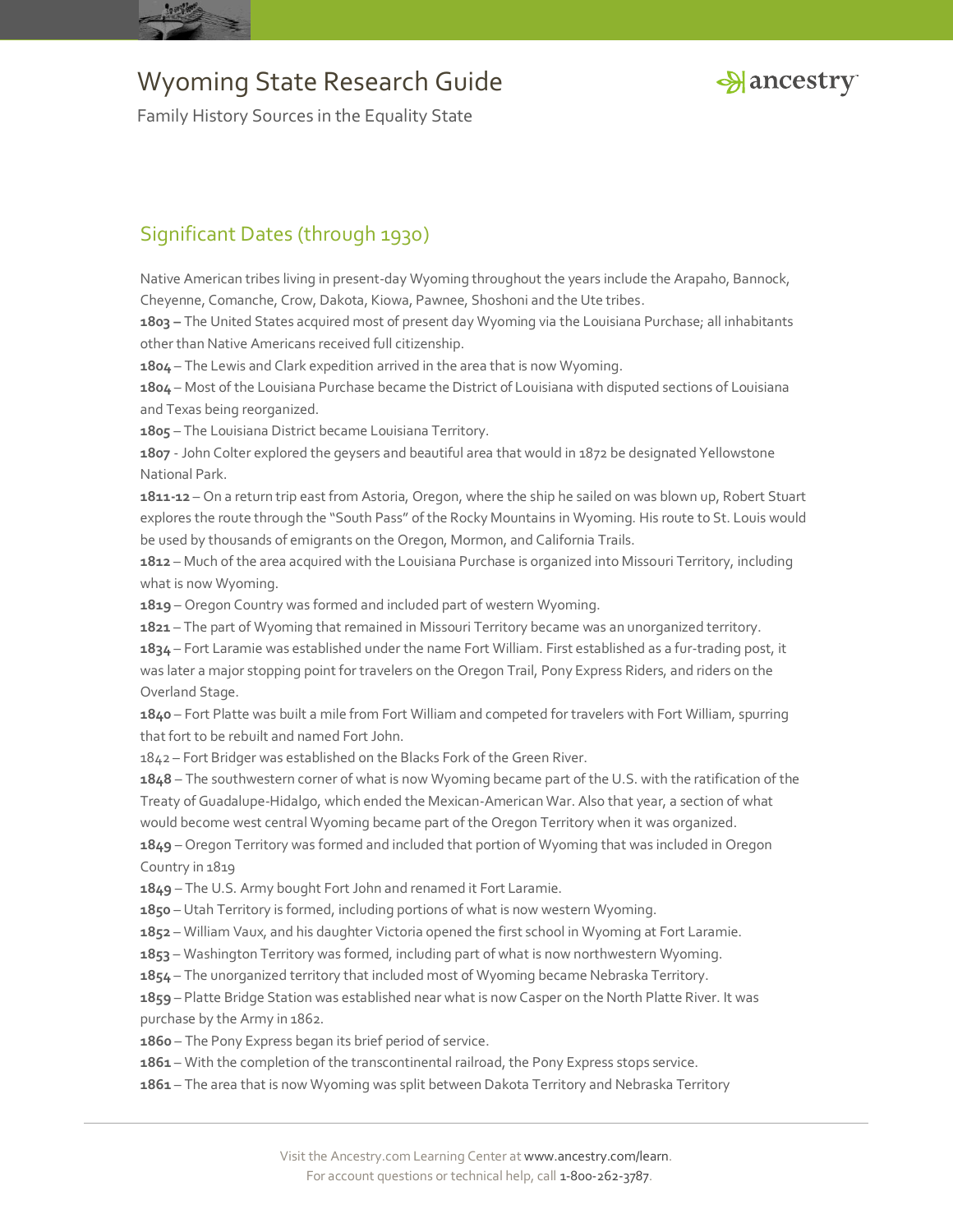# Wyoming State Research Guide

Family History Sources in the Equality State

## Significant Dates (through 1930)

Native American tribes living in present-day Wyoming throughout the years include the Arapaho, Bannock, Cheyenne, Comanche, Crow, Dakota, Kiowa, Pawnee, Shoshoni and the Ute tribes.

**1803 –** The United States acquired most of present day Wyoming via the Louisiana Purchase; all inhabitants other than Native Americans received full citizenship.

**1804** – The Lewis and Clark expedition arrived in the area that is now Wyoming.

**1804** – Most of the Louisiana Purchase became the District of Louisiana with disputed sections of Louisiana and Texas being reorganized.

**1805** – The Louisiana District became Louisiana Territory.

**1807** - John Colter explored the geysers and beautiful area that would in 1872 be designated Yellowstone National Park.

**1811-12** – On a return trip east from Astoria, Oregon, where the ship he sailed on was blown up, Robert Stuart explores the route through the "South Pass" of the Rocky Mountains in Wyoming. His route to St. Louis would be used by thousands of emigrants on the Oregon, Mormon, and California Trails.

**1812** – Much of the area acquired with the Louisiana Purchase is organized into Missouri Territory, including what is now Wyoming.

**1819** – Oregon Country was formed and included part of western Wyoming.

**1821** – The part of Wyoming that remained in Missouri Territory became was an unorganized territory.

**1834** – Fort Laramie was established under the name Fort William. First established as a fur-trading post, it was later a major stopping point for travelers on the Oregon Trail, Pony Express Riders, and riders on the Overland Stage.

**1840** – Fort Platte was built a mile from Fort William and competed for travelers with Fort William, spurring that fort to be rebuilt and named Fort John.

1842 – Fort Bridger was established on the Blacks Fork of the Green River.

**1848** – The southwestern corner of what is now Wyoming became part of the U.S. with the ratification of the Treaty of Guadalupe-Hidalgo, which ended the Mexican-American War. Also that year, a section of what would become west central Wyoming became part of the Oregon Territory when it was organized.

**1849** – Oregon Territory was formed and included that portion of Wyoming that was included in Oregon Country in 1819

**1849** – The U.S. Army bought Fort John and renamed it Fort Laramie.

**1850** – Utah Territory is formed, including portions of what is now western Wyoming.

**1852** – William Vaux, and his daughter Victoria opened the first school in Wyoming at Fort Laramie.

**1853** – Washington Territory was formed, including part of what is now northwestern Wyoming.

**1854** – The unorganized territory that included most of Wyoming became Nebraska Territory.

**1859** – Platte Bridge Station was established near what is now Casper on the North Platte River. It was purchase by the Army in 1862.

**1860** – The Pony Express began its brief period of service.

**1861** – With the completion of the transcontinental railroad, the Pony Express stops service.

**1861** – The area that is now Wyoming was split between Dakota Territory and Nebraska Territory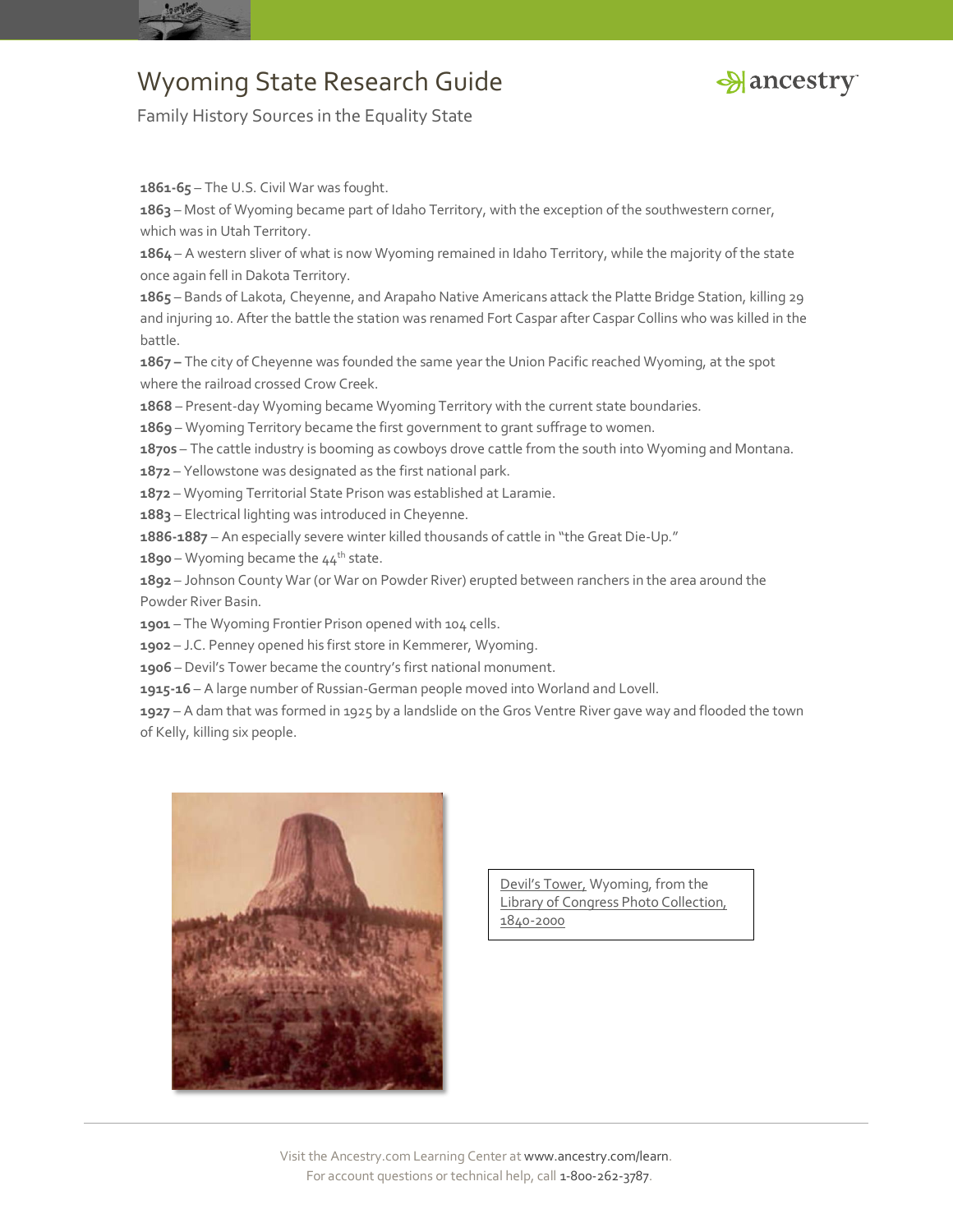**1861-65** – The U.S. Civil War was fought.
**1863** – Most of Wyoming became part of Idaho Territory, with the exception of the southwestern corner, which was in Utah Territory.
**1864** – A western sliver of what is now Wyoming remained in Idaho Territory, while the majority of the state once again fell in Dakota Territory.
**1865** – Bands of Lakota, Cheyenne, and Arapaho Native Americans attack the Platte Bridge Station, killing 29 and injuring 10. After the battle the station was renamed Fort Caspar after Caspar Collins who was killed in the battle.
**1867 –** The city of Cheyenne was founded the same year the Union Pacific reached Wyoming, at the spot where the railroad crossed Crow Creek.
**1868** – Present-day Wyoming became Wyoming Territory with the current state boundaries.
**1869** – Wyoming Territory became the first government to grant suffrage to women.
**1870s** – The cattle industry is booming as cowboys drove cattle from the south into Wyoming and Montana.
**1872** – Yellowstone was designated as the first national park.
**1872** – Wyoming Territorial State Prison was established at Laramie.
**1883** – Electrical lighting was introduced in Cheyenne.
**1886-1887** – An especially severe winter killed thousands of cattle in "the Great Die-Up."
**1890** – Wyoming became the 44th state.
**1892** – Johnson County War (or War on Powder River) erupted between ranchers in the area around the Powder River Basin.
**1901** – The Wyoming Frontier Prison opened with 104 cells.
**1902** – J.C. Penney opened his first store in Kemmerer, Wyoming.
**1906** – Devil's Tower became the country's first national monument.
**1915-16** – A large number of Russian-German people moved into Worland and Lovell.
**1927** – A dam that was formed in 1925 by a landslide on the Gros Ventre River gave way and flooded the town of Kelly, killing six people.

Devil's Tower, Wyoming, from the Library of Congress Photo Collection, 1840-2000